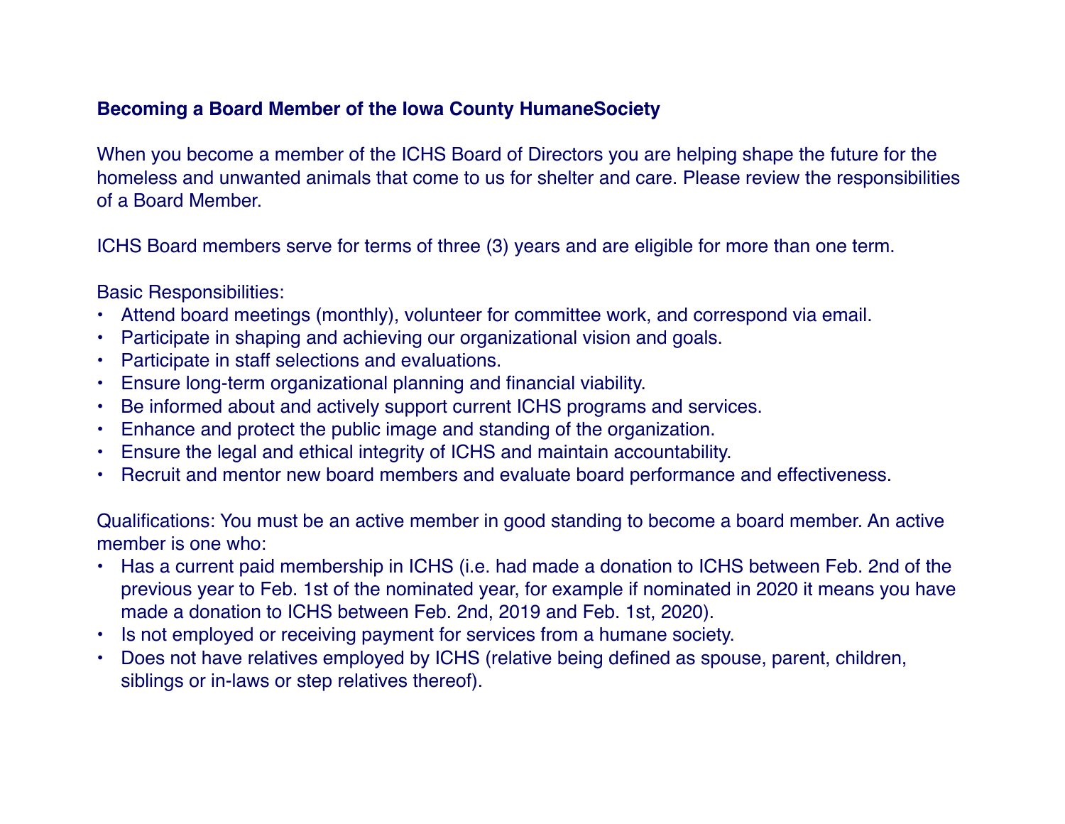**Becoming a Board Member of the Iowa County HumaneSociety**

When you become a member of the ICHS Board of Directors you are helping shape the future for the homeless and unwanted animals that come to us for shelter and care. Please review the responsibilities of a Board Member.

ICHS Board members serve for terms of three (3) years and are eligible for more than one term.

Basic Responsibilities:

- Attend board meetings (monthly), volunteer for committee work, and correspond via email.
- Participate in shaping and achieving our organizational vision and goals.
- Participate in staff selections and evaluations.
- Ensure long-term organizational planning and financial viability.
- Be informed about and actively support current ICHS programs and services.
- Enhance and protect the public image and standing of the organization.
- Ensure the legal and ethical integrity of ICHS and maintain accountability.
- Recruit and mentor new board members and evaluate board performance and effectiveness.

Qualifications: You must be an active member in good standing to become a board member. An active member is one who:

- Has a current paid membership in ICHS (i.e. had made a donation to ICHS between Feb. 2nd of the previous year to Feb. 1st of the nominated year, for example if nominated in 2020 it means you have made a donation to ICHS between Feb. 2nd, 2019 and Feb. 1st, 2020).
- Is not employed or receiving payment for services from a humane society.
- Does not have relatives employed by ICHS (relative being defined as spouse, parent, children, siblings or in-laws or step relatives thereof).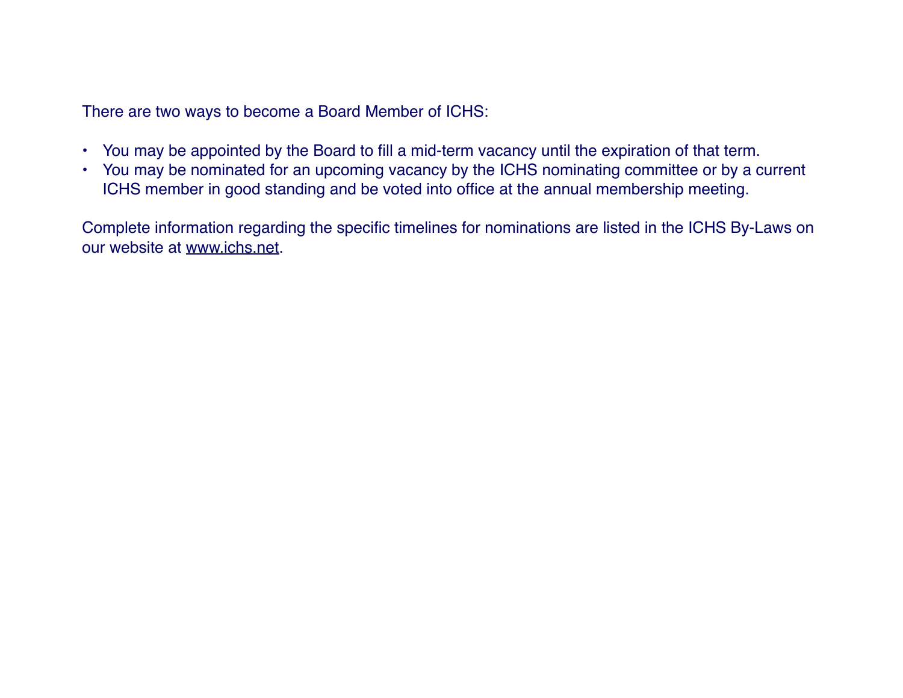There are two ways to become a Board Member of ICHS:

- You may be appointed by the Board to fill a mid-term vacancy until the expiration of that term.
- You may be nominated for an upcoming vacancy by the ICHS nominating committee or by a current ICHS member in good standing and be voted into office at the annual membership meeting.

Complete information regarding the specific timelines for nominations are listed in the ICHS By-Laws on our website at www.ichs.net.